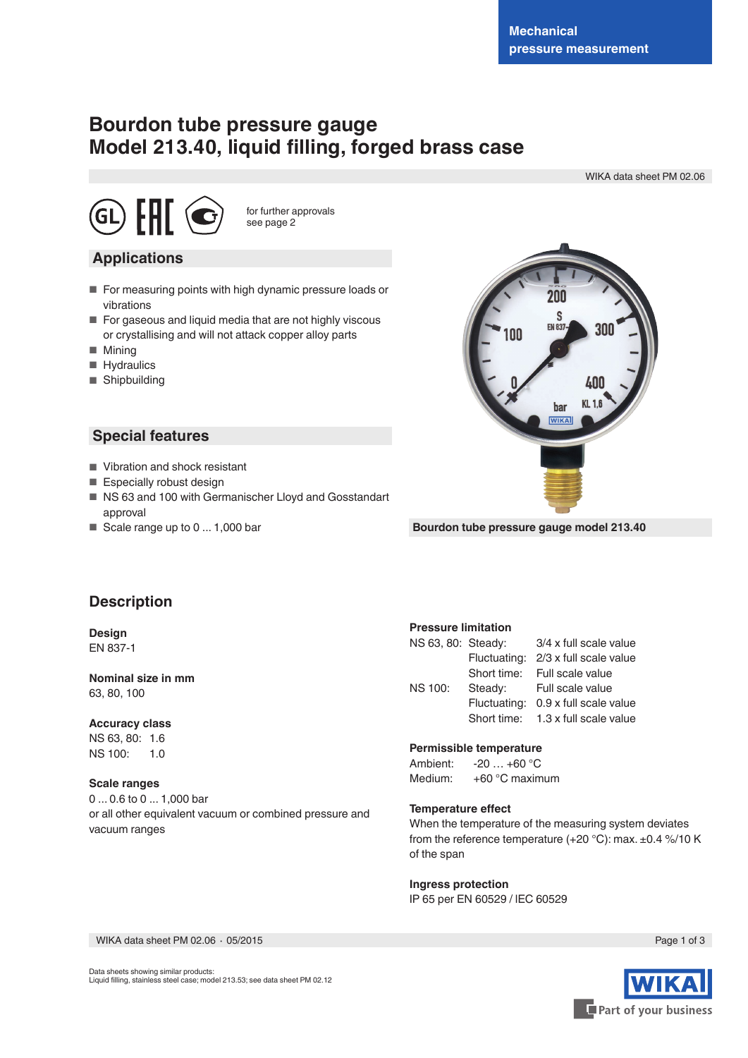Mechanical pressure measurement

# Bourdon tube pressure gauge
# Model 213.40, liquid filling, forged brass case

WIKA data sheet PM 02.06

for further approvals see page 2

## Applications

- For measuring points with high dynamic pressure loads or vibrations
- For gaseous and liquid media that are not highly viscous or crystallising and will not attack copper alloy parts
- Mining
- Hydraulics
- Shipbuilding

## Special features

- Vibration and shock resistant
- Especially robust design
- NS 63 and 100 with Germanischer Lloyd and Gosstandart approval
- Scale range up to 0 ... 1,000 bar

Bourdon tube pressure gauge model 213.40

## Description

**Design**
EN 837-1

**Nominal size in mm**
63, 80, 100

**Accuracy class**
NS 63, 80: 1.6
NS 100: 1.0

**Scale ranges**
0 ... 0.6 to 0 ... 1,000 bar
or all other equivalent vacuum or combined pressure and vacuum ranges

**Pressure limitation**

| | | |
|---|---|---|
| NS 63, 80: | Steady: | 3/4 x full scale value |
| | Fluctuating: | 2/3 x full scale value |
| | Short time: | Full scale value |
| NS 100: | Steady: | Full scale value |
| | Fluctuating: | 0.9 x full scale value |
| | Short time: | 1.3 x full scale value |

**Permissible temperature**
Ambient: -20 … +60 °C
Medium: +60 °C maximum

**Temperature effect**
When the temperature of the measuring system deviates from the reference temperature (+20 °C): max. ±0.4 %/10 K of the span

**Ingress protection**
IP 65 per EN 60529 / IEC 60529

Data sheets showing similar products:
Liquid filling, stainless steel case; model 213.53; see data sheet PM 02.12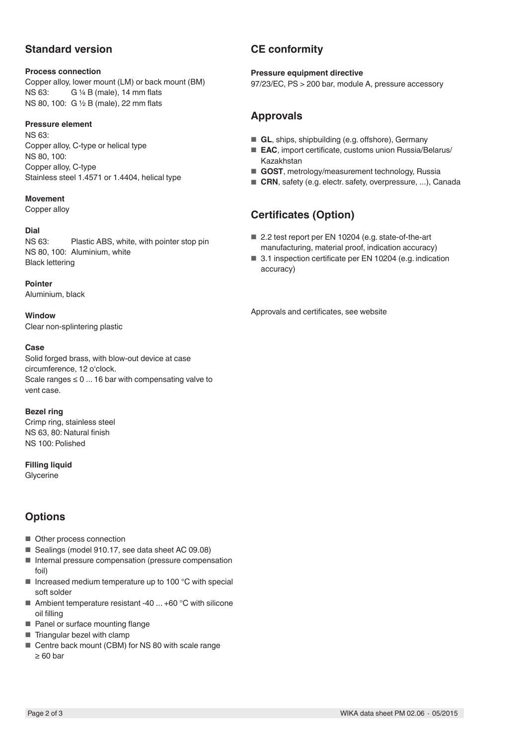## Standard version

**Process connection**
Copper alloy, lower mount (LM) or back mount (BM)
NS 63: G ¼ B (male), 14 mm flats
NS 80, 100: G ½ B (male), 22 mm flats

**Pressure element**
NS 63:
Copper alloy, C-type or helical type
NS 80, 100:
Copper alloy, C-type
Stainless steel 1.4571 or 1.4404, helical type

**Movement**
Copper alloy

**Dial**
NS 63: Plastic ABS, white, with pointer stop pin
NS 80, 100: Aluminium, white
Black lettering

**Pointer**
Aluminium, black

**Window**
Clear non-splintering plastic

**Case**
Solid forged brass, with blow-out device at case circumference, 12 o'clock.
Scale ranges ≤ 0 ... 16 bar with compensating valve to vent case.

**Bezel ring**
Crimp ring, stainless steel
NS 63, 80: Natural finish
NS 100: Polished

**Filling liquid**
Glycerine

## Options

- Other process connection
- Sealings (model 910.17, see data sheet AC 09.08)
- Internal pressure compensation (pressure compensation foil)
- Increased medium temperature up to 100 °C with special soft solder
- Ambient temperature resistant -40 ... +60 °C with silicone oil filling
- Panel or surface mounting flange
- Triangular bezel with clamp
- Centre back mount (CBM) for NS 80 with scale range ≥ 60 bar

## CE conformity

**Pressure equipment directive**
97/23/EC, PS > 200 bar, module A, pressure accessory

## Approvals

- **GL**, ships, shipbuilding (e.g. offshore), Germany
- **EAC**, import certificate, customs union Russia/Belarus/Kazakhstan
- **GOST**, metrology/measurement technology, Russia
- **CRN**, safety (e.g. electr. safety, overpressure, ...), Canada

## Certificates (Option)

- 2.2 test report per EN 10204 (e.g. state-of-the-art manufacturing, material proof, indication accuracy)
- 3.1 inspection certificate per EN 10204 (e.g. indication accuracy)

Approvals and certificates, see website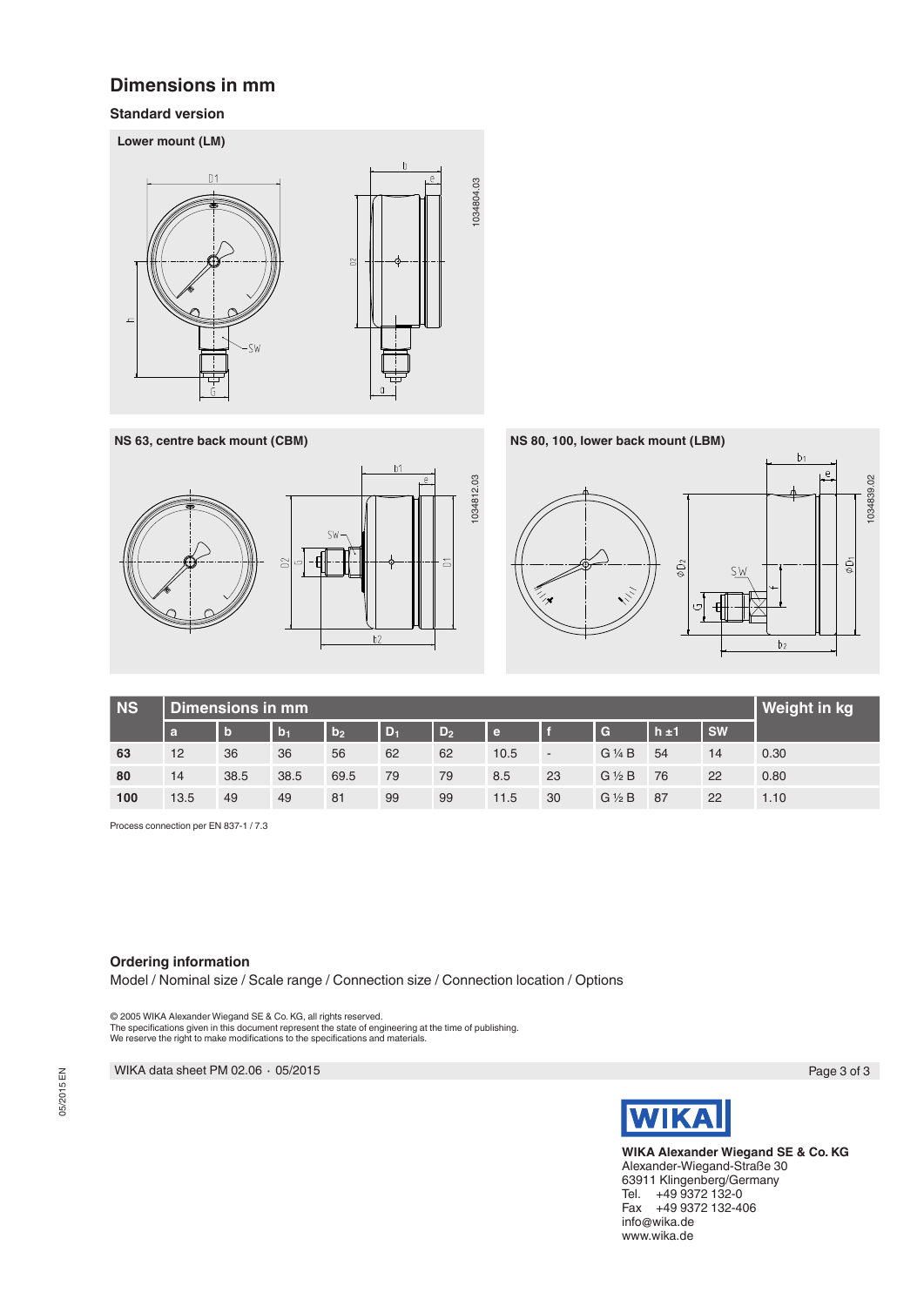## Dimensions in mm

### Standard version

**Lower mount (LM)**

**NS 63, centre back mount (CBM)**

**NS 80, 100, lower back mount (LBM)**

| NS | Dimensions in mm | | | | | | | | | | | Weight in kg |
|---|---|---|---|---|---|---|---|---|---|---|---|---|
| | a | b | $b_1$ | $b_2$ | $D_1$ | $D_2$ | e | f | G | h ±1 | SW | |
| **63** | 12 | 36 | 36 | 56 | 62 | 62 | 10.5 | - | G ¼ B | 54 | 14 | 0.30 |
| **80** | 14 | 38.5 | 38.5 | 69.5 | 79 | 79 | 8.5 | 23 | G ½ B | 76 | 22 | 0.80 |
| **100** | 13.5 | 49 | 49 | 81 | 99 | 99 | 11.5 | 30 | G ½ B | 87 | 22 | 1.10 |

Process connection per EN 837-1 / 7.3

### Ordering information

Model / Nominal size / Scale range / Connection size / Connection location / Options

© 2005 WIKA Alexander Wiegand SE & Co. KG, all rights reserved.
The specifications given in this document represent the state of engineering at the time of publishing.
We reserve the right to make modifications to the specifications and materials.

**WIKA Alexander Wiegand SE & Co. KG**
Alexander-Wiegand-Straße 30
63911 Klingenberg/Germany
Tel. +49 9372 132-0
Fax +49 9372 132-406
info@wika.de
www.wika.de